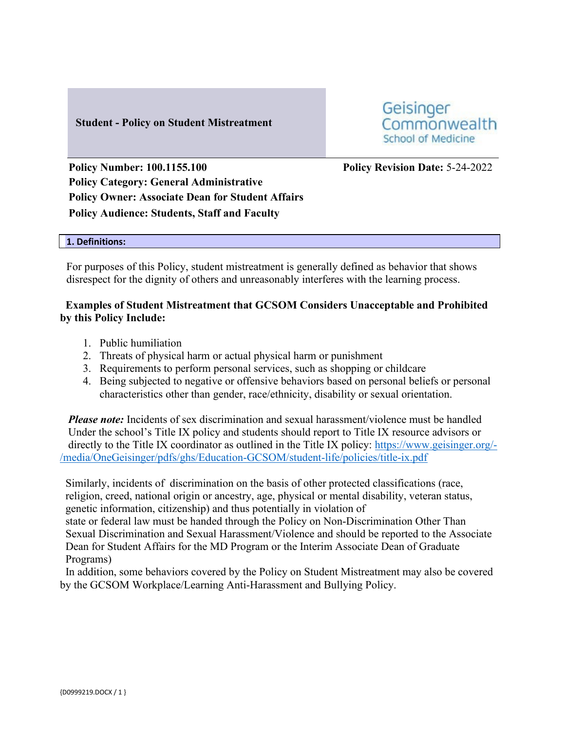**Student - Policy on Student Mistreatment**

Geisinger Commonwealth School of Medicine

**Policy Number: 100.1155.100**
**Policy Category: General Administrative**
**Policy Owner: Associate Dean for Student Affairs**
**Policy Audience: Students, Staff and Faculty**

**Policy Revision Date:** 5-24-2022

## 1. Definitions:

For purposes of this Policy, student mistreatment is generally defined as behavior that shows disrespect for the dignity of others and unreasonably interferes with the learning process.

**Examples of Student Mistreatment that GCSOM Considers Unacceptable and Prohibited by this Policy Include:**

1. Public humiliation
2. Threats of physical harm or actual physical harm or punishment
3. Requirements to perform personal services, such as shopping or childcare
4. Being subjected to negative or offensive behaviors based on personal beliefs or personal characteristics other than gender, race/ethnicity, disability or sexual orientation.

***Please note:*** Incidents of sex discrimination and sexual harassment/violence must be handled Under the school's Title IX policy and students should report to Title IX resource advisors or directly to the Title IX coordinator as outlined in the Title IX policy: https://www.geisinger.org/-/media/OneGeisinger/pdfs/ghs/Education-GCSOM/student-life/policies/title-ix.pdf

Similarly, incidents of discrimination on the basis of other protected classifications (race, religion, creed, national origin or ancestry, age, physical or mental disability, veteran status, genetic information, citizenship) and thus potentially in violation of state or federal law must be handed through the Policy on Non-Discrimination Other Than Sexual Discrimination and Sexual Harassment/Violence and should be reported to the Associate Dean for Student Affairs for the MD Program or the Interim Associate Dean of Graduate Programs)

In addition, some behaviors covered by the Policy on Student Mistreatment may also be covered by the GCSOM Workplace/Learning Anti-Harassment and Bullying Policy.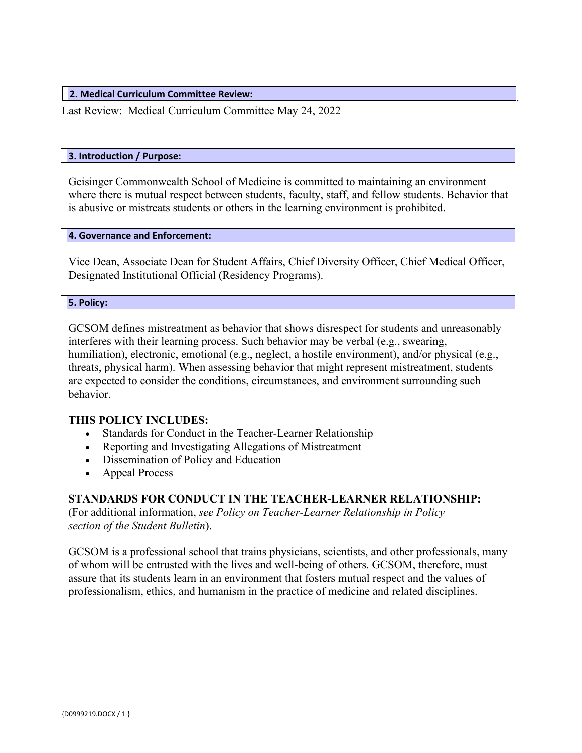### 2. Medical Curriculum Committee Review:

Last Review: Medical Curriculum Committee May 24, 2022

### 3. Introduction / Purpose:

Geisinger Commonwealth School of Medicine is committed to maintaining an environment where there is mutual respect between students, faculty, staff, and fellow students. Behavior that is abusive or mistreats students or others in the learning environment is prohibited.

### 4. Governance and Enforcement:

Vice Dean, Associate Dean for Student Affairs, Chief Diversity Officer, Chief Medical Officer, Designated Institutional Official (Residency Programs).

### 5. Policy:

GCSOM defines mistreatment as behavior that shows disrespect for students and unreasonably interferes with their learning process. Such behavior may be verbal (e.g., swearing, humiliation), electronic, emotional (e.g., neglect, a hostile environment), and/or physical (e.g., threats, physical harm). When assessing behavior that might represent mistreatment, students are expected to consider the conditions, circumstances, and environment surrounding such behavior.

**THIS POLICY INCLUDES:**

- Standards for Conduct in the Teacher-Learner Relationship
- Reporting and Investigating Allegations of Mistreatment
- Dissemination of Policy and Education
- Appeal Process

**STANDARDS FOR CONDUCT IN THE TEACHER-LEARNER RELATIONSHIP:**
(For additional information, *see Policy on Teacher-Learner Relationship in Policy section of the Student Bulletin*).

GCSOM is a professional school that trains physicians, scientists, and other professionals, many of whom will be entrusted with the lives and well-being of others. GCSOM, therefore, must assure that its students learn in an environment that fosters mutual respect and the values of professionalism, ethics, and humanism in the practice of medicine and related disciplines.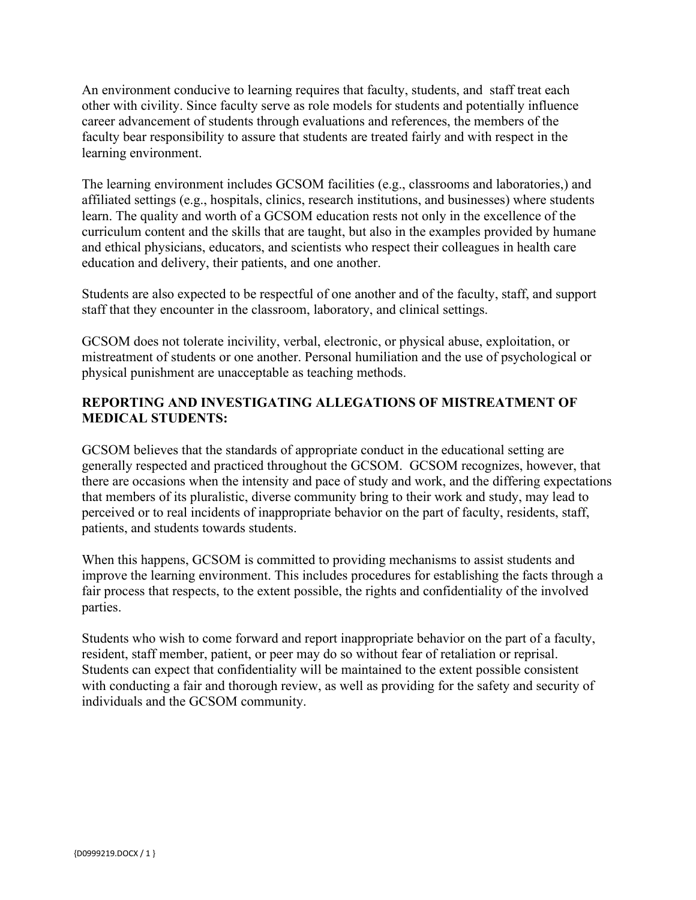An environment conducive to learning requires that faculty, students, and staff treat each other with civility. Since faculty serve as role models for students and potentially influence career advancement of students through evaluations and references, the members of the faculty bear responsibility to assure that students are treated fairly and with respect in the learning environment.

The learning environment includes GCSOM facilities (e.g., classrooms and laboratories,) and affiliated settings (e.g., hospitals, clinics, research institutions, and businesses) where students learn. The quality and worth of a GCSOM education rests not only in the excellence of the curriculum content and the skills that are taught, but also in the examples provided by humane and ethical physicians, educators, and scientists who respect their colleagues in health care education and delivery, their patients, and one another.

Students are also expected to be respectful of one another and of the faculty, staff, and support staff that they encounter in the classroom, laboratory, and clinical settings.

GCSOM does not tolerate incivility, verbal, electronic, or physical abuse, exploitation, or mistreatment of students or one another. Personal humiliation and the use of psychological or physical punishment are unacceptable as teaching methods.

**REPORTING AND INVESTIGATING ALLEGATIONS OF MISTREATMENT OF MEDICAL STUDENTS:**

GCSOM believes that the standards of appropriate conduct in the educational setting are generally respected and practiced throughout the GCSOM. GCSOM recognizes, however, that there are occasions when the intensity and pace of study and work, and the differing expectations that members of its pluralistic, diverse community bring to their work and study, may lead to perceived or to real incidents of inappropriate behavior on the part of faculty, residents, staff, patients, and students towards students.

When this happens, GCSOM is committed to providing mechanisms to assist students and improve the learning environment. This includes procedures for establishing the facts through a fair process that respects, to the extent possible, the rights and confidentiality of the involved parties.

Students who wish to come forward and report inappropriate behavior on the part of a faculty, resident, staff member, patient, or peer may do so without fear of retaliation or reprisal. Students can expect that confidentiality will be maintained to the extent possible consistent with conducting a fair and thorough review, as well as providing for the safety and security of individuals and the GCSOM community.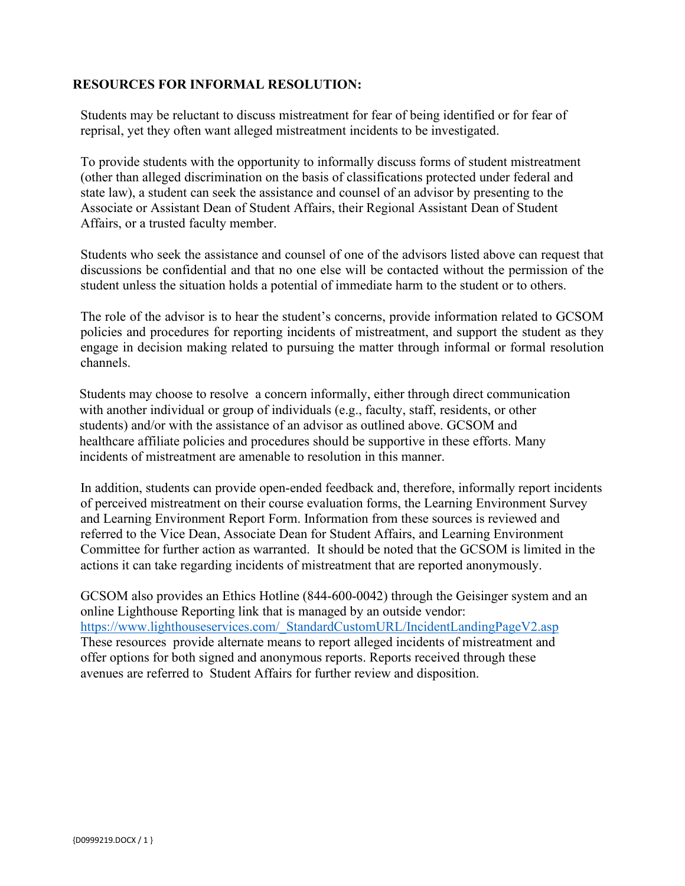**RESOURCES FOR INFORMAL RESOLUTION:**

Students may be reluctant to discuss mistreatment for fear of being identified or for fear of reprisal, yet they often want alleged mistreatment incidents to be investigated.

To provide students with the opportunity to informally discuss forms of student mistreatment (other than alleged discrimination on the basis of classifications protected under federal and state law), a student can seek the assistance and counsel of an advisor by presenting to the Associate or Assistant Dean of Student Affairs, their Regional Assistant Dean of Student Affairs, or a trusted faculty member.

Students who seek the assistance and counsel of one of the advisors listed above can request that discussions be confidential and that no one else will be contacted without the permission of the student unless the situation holds a potential of immediate harm to the student or to others.

The role of the advisor is to hear the student's concerns, provide information related to GCSOM policies and procedures for reporting incidents of mistreatment, and support the student as they engage in decision making related to pursuing the matter through informal or formal resolution channels.

Students may choose to resolve a concern informally, either through direct communication with another individual or group of individuals (e.g., faculty, staff, residents, or other students) and/or with the assistance of an advisor as outlined above. GCSOM and healthcare affiliate policies and procedures should be supportive in these efforts. Many incidents of mistreatment are amenable to resolution in this manner.

In addition, students can provide open-ended feedback and, therefore, informally report incidents of perceived mistreatment on their course evaluation forms, the Learning Environment Survey and Learning Environment Report Form. Information from these sources is reviewed and referred to the Vice Dean, Associate Dean for Student Affairs, and Learning Environment Committee for further action as warranted. It should be noted that the GCSOM is limited in the actions it can take regarding incidents of mistreatment that are reported anonymously.

GCSOM also provides an Ethics Hotline (844-600-0042) through the Geisinger system and an online Lighthouse Reporting link that is managed by an outside vendor: [https://www.lighthouseservices.com/_StandardCustomURL/IncidentLandingPageV2.asp](https://www.lighthouseservices.com/_StandardCustomURL/IncidentLandingPageV2.asp) These resources provide alternate means to report alleged incidents of mistreatment and offer options for both signed and anonymous reports. Reports received through these avenues are referred to Student Affairs for further review and disposition.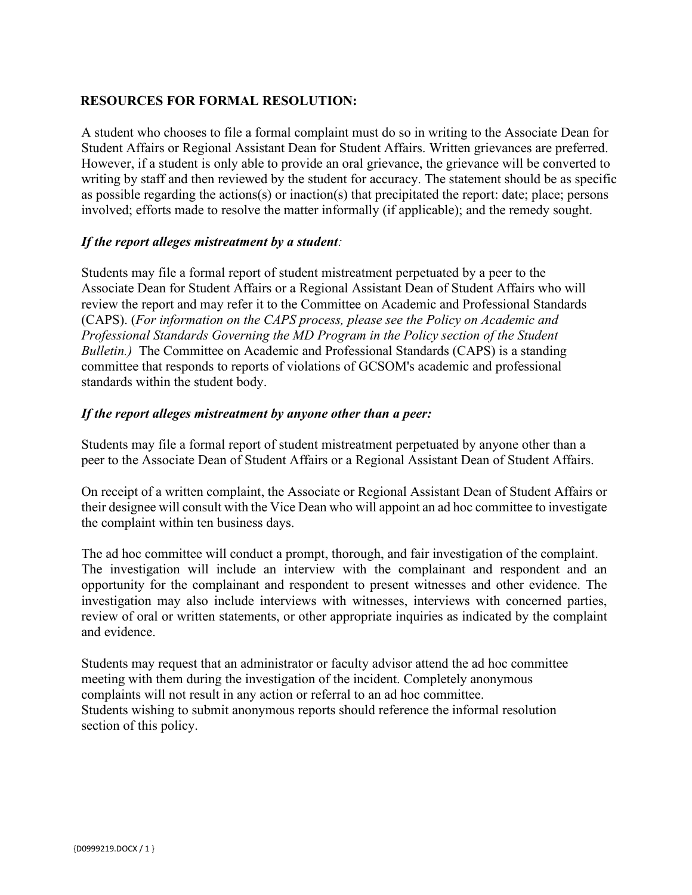**RESOURCES FOR FORMAL RESOLUTION:**

A student who chooses to file a formal complaint must do so in writing to the Associate Dean for Student Affairs or Regional Assistant Dean for Student Affairs. Written grievances are preferred. However, if a student is only able to provide an oral grievance, the grievance will be converted to writing by staff and then reviewed by the student for accuracy. The statement should be as specific as possible regarding the actions(s) or inaction(s) that precipitated the report: date; place; persons involved; efforts made to resolve the matter informally (if applicable); and the remedy sought.

***If the report alleges mistreatment by a student:***

Students may file a formal report of student mistreatment perpetuated by a peer to the Associate Dean for Student Affairs or a Regional Assistant Dean of Student Affairs who will review the report and may refer it to the Committee on Academic and Professional Standards (CAPS). (*For information on the CAPS process, please see the Policy on Academic and Professional Standards Governing the MD Program in the Policy section of the Student Bulletin.)* The Committee on Academic and Professional Standards (CAPS) is a standing committee that responds to reports of violations of GCSOM's academic and professional standards within the student body.

***If the report alleges mistreatment by anyone other than a peer:***

Students may file a formal report of student mistreatment perpetuated by anyone other than a peer to the Associate Dean of Student Affairs or a Regional Assistant Dean of Student Affairs.

On receipt of a written complaint, the Associate or Regional Assistant Dean of Student Affairs or their designee will consult with the Vice Dean who will appoint an ad hoc committee to investigate the complaint within ten business days.

The ad hoc committee will conduct a prompt, thorough, and fair investigation of the complaint. The investigation will include an interview with the complainant and respondent and an opportunity for the complainant and respondent to present witnesses and other evidence. The investigation may also include interviews with witnesses, interviews with concerned parties, review of oral or written statements, or other appropriate inquiries as indicated by the complaint and evidence.

Students may request that an administrator or faculty advisor attend the ad hoc committee meeting with them during the investigation of the incident. Completely anonymous complaints will not result in any action or referral to an ad hoc committee. Students wishing to submit anonymous reports should reference the informal resolution section of this policy.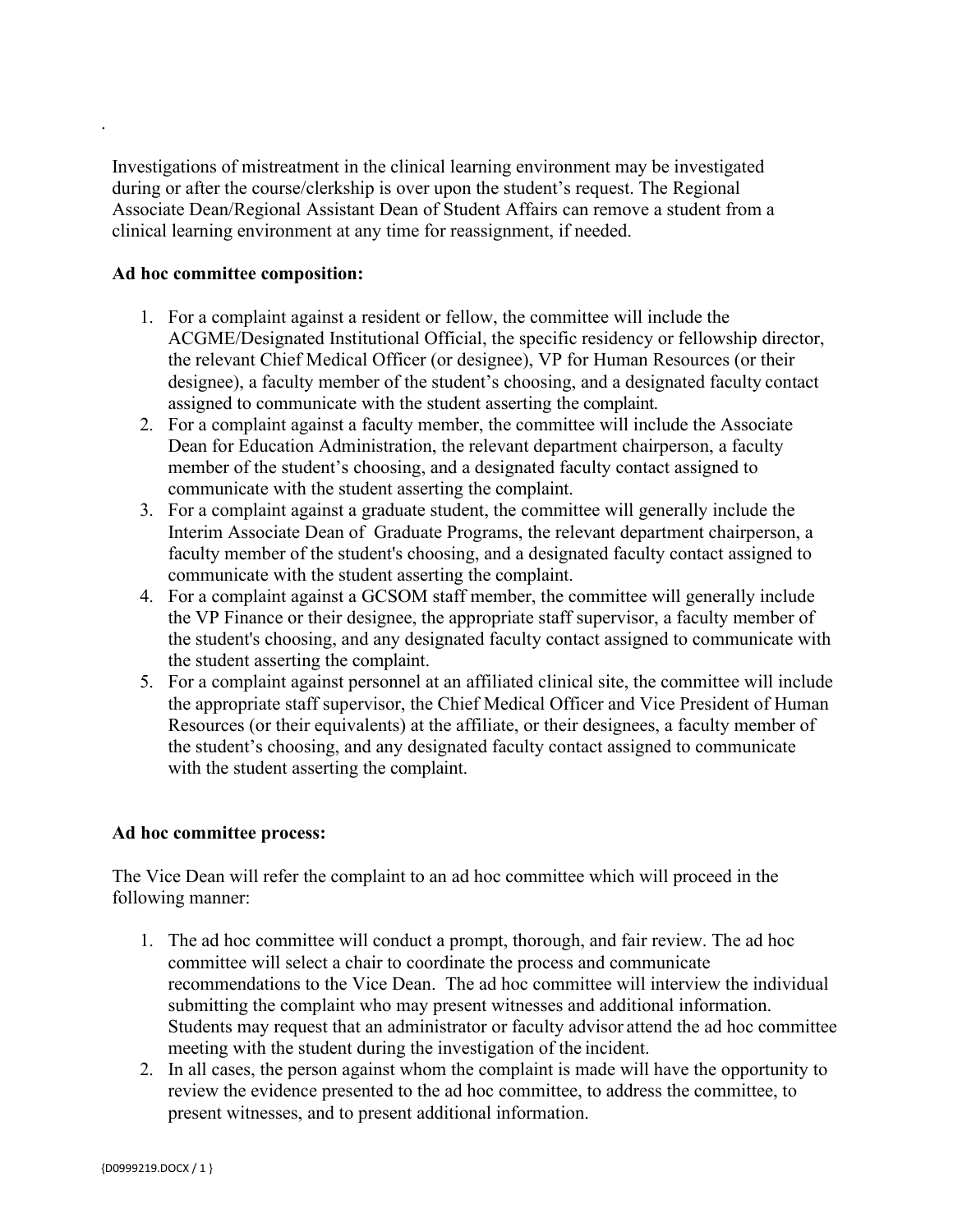Investigations of mistreatment in the clinical learning environment may be investigated during or after the course/clerkship is over upon the student's request. The Regional Associate Dean/Regional Assistant Dean of Student Affairs can remove a student from a clinical learning environment at any time for reassignment, if needed.

**Ad hoc committee composition:**

1. For a complaint against a resident or fellow, the committee will include the ACGME/Designated Institutional Official, the specific residency or fellowship director, the relevant Chief Medical Officer (or designee), VP for Human Resources (or their designee), a faculty member of the student's choosing, and a designated faculty contact assigned to communicate with the student asserting the complaint.
2. For a complaint against a faculty member, the committee will include the Associate Dean for Education Administration, the relevant department chairperson, a faculty member of the student's choosing, and a designated faculty contact assigned to communicate with the student asserting the complaint.
3. For a complaint against a graduate student, the committee will generally include the Interim Associate Dean of Graduate Programs, the relevant department chairperson, a faculty member of the student's choosing, and a designated faculty contact assigned to communicate with the student asserting the complaint.
4. For a complaint against a GCSOM staff member, the committee will generally include the VP Finance or their designee, the appropriate staff supervisor, a faculty member of the student's choosing, and any designated faculty contact assigned to communicate with the student asserting the complaint.
5. For a complaint against personnel at an affiliated clinical site, the committee will include the appropriate staff supervisor, the Chief Medical Officer and Vice President of Human Resources (or their equivalents) at the affiliate, or their designees, a faculty member of the student's choosing, and any designated faculty contact assigned to communicate with the student asserting the complaint.

**Ad hoc committee process:**

The Vice Dean will refer the complaint to an ad hoc committee which will proceed in the following manner:

1. The ad hoc committee will conduct a prompt, thorough, and fair review. The ad hoc committee will select a chair to coordinate the process and communicate recommendations to the Vice Dean. The ad hoc committee will interview the individual submitting the complaint who may present witnesses and additional information. Students may request that an administrator or faculty advisor attend the ad hoc committee meeting with the student during the investigation of the incident.
2. In all cases, the person against whom the complaint is made will have the opportunity to review the evidence presented to the ad hoc committee, to address the committee, to present witnesses, and to present additional information.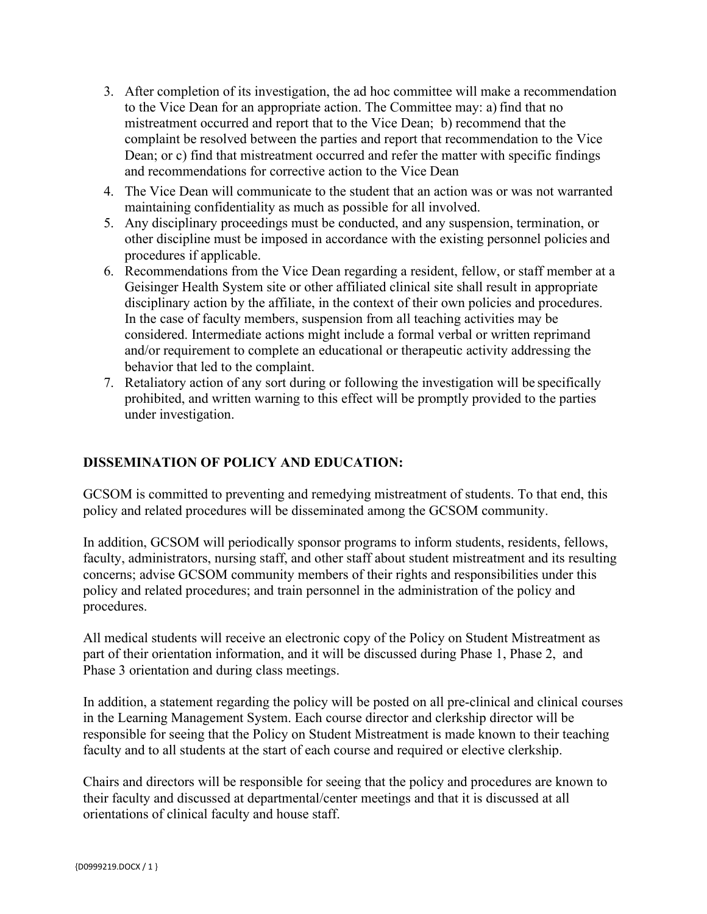3. After completion of its investigation, the ad hoc committee will make a recommendation to the Vice Dean for an appropriate action. The Committee may: a) find that no mistreatment occurred and report that to the Vice Dean; b) recommend that the complaint be resolved between the parties and report that recommendation to the Vice Dean; or c) find that mistreatment occurred and refer the matter with specific findings and recommendations for corrective action to the Vice Dean
4. The Vice Dean will communicate to the student that an action was or was not warranted maintaining confidentiality as much as possible for all involved.
5. Any disciplinary proceedings must be conducted, and any suspension, termination, or other discipline must be imposed in accordance with the existing personnel policies and procedures if applicable.
6. Recommendations from the Vice Dean regarding a resident, fellow, or staff member at a Geisinger Health System site or other affiliated clinical site shall result in appropriate disciplinary action by the affiliate, in the context of their own policies and procedures. In the case of faculty members, suspension from all teaching activities may be considered. Intermediate actions might include a formal verbal or written reprimand and/or requirement to complete an educational or therapeutic activity addressing the behavior that led to the complaint.
7. Retaliatory action of any sort during or following the investigation will be specifically prohibited, and written warning to this effect will be promptly provided to the parties under investigation.

## DISSEMINATION OF POLICY AND EDUCATION:

GCSOM is committed to preventing and remedying mistreatment of students. To that end, this policy and related procedures will be disseminated among the GCSOM community.

In addition, GCSOM will periodically sponsor programs to inform students, residents, fellows, faculty, administrators, nursing staff, and other staff about student mistreatment and its resulting concerns; advise GCSOM community members of their rights and responsibilities under this policy and related procedures; and train personnel in the administration of the policy and procedures.

All medical students will receive an electronic copy of the Policy on Student Mistreatment as part of their orientation information, and it will be discussed during Phase 1, Phase 2, and Phase 3 orientation and during class meetings.

In addition, a statement regarding the policy will be posted on all pre-clinical and clinical courses in the Learning Management System. Each course director and clerkship director will be responsible for seeing that the Policy on Student Mistreatment is made known to their teaching faculty and to all students at the start of each course and required or elective clerkship.

Chairs and directors will be responsible for seeing that the policy and procedures are known to their faculty and discussed at departmental/center meetings and that it is discussed at all orientations of clinical faculty and house staff.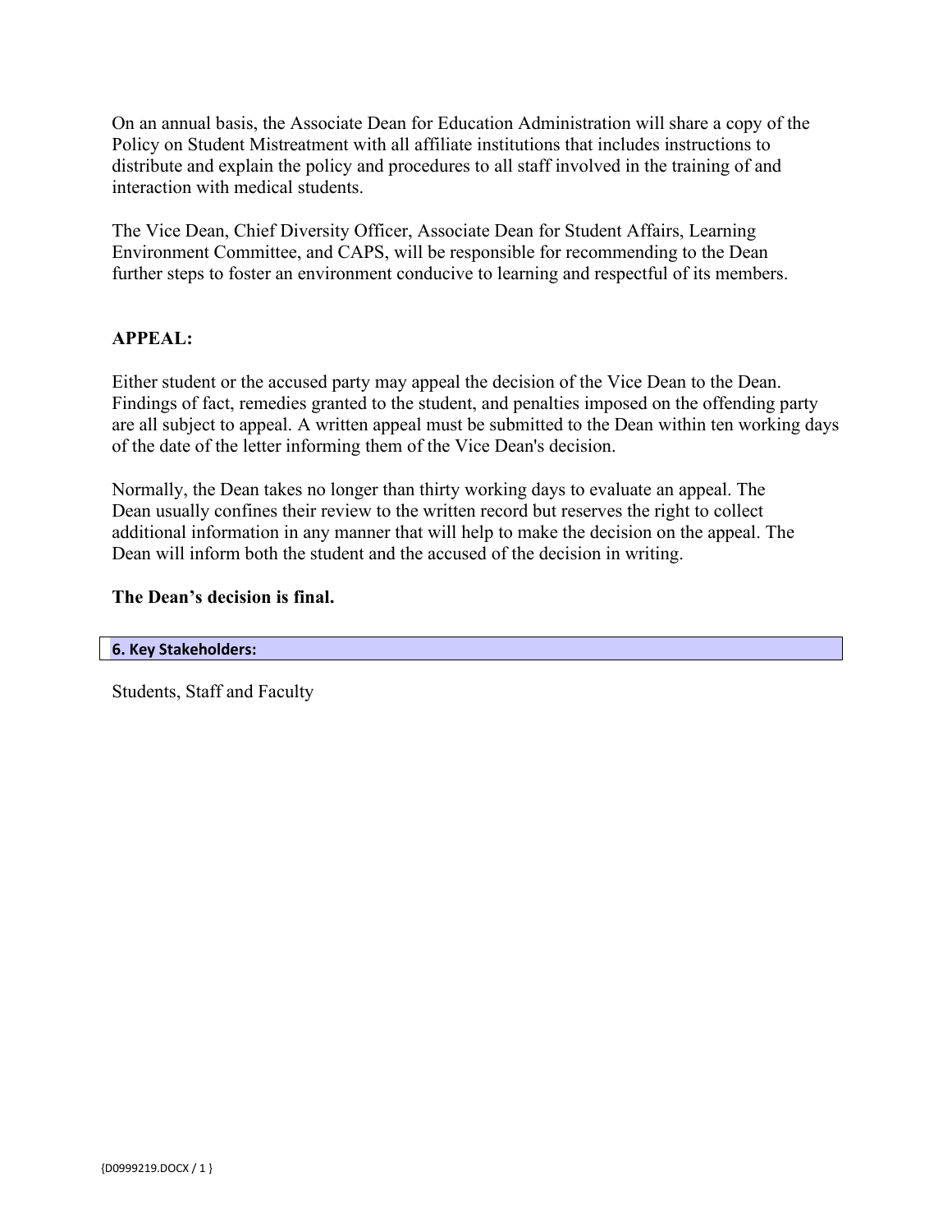On an annual basis, the Associate Dean for Education Administration will share a copy of the Policy on Student Mistreatment with all affiliate institutions that includes instructions to distribute and explain the policy and procedures to all staff involved in the training of and interaction with medical students.

The Vice Dean, Chief Diversity Officer, Associate Dean for Student Affairs, Learning Environment Committee, and CAPS, will be responsible for recommending to the Dean further steps to foster an environment conducive to learning and respectful of its members.

**APPEAL:**

Either student or the accused party may appeal the decision of the Vice Dean to the Dean. Findings of fact, remedies granted to the student, and penalties imposed on the offending party are all subject to appeal. A written appeal must be submitted to the Dean within ten working days of the date of the letter informing them of the Vice Dean's decision.

Normally, the Dean takes no longer than thirty working days to evaluate an appeal. The Dean usually confines their review to the written record but reserves the right to collect additional information in any manner that will help to make the decision on the appeal. The Dean will inform both the student and the accused of the decision in writing.

**The Dean's decision is final.**

## 6. Key Stakeholders:

Students, Staff and Faculty